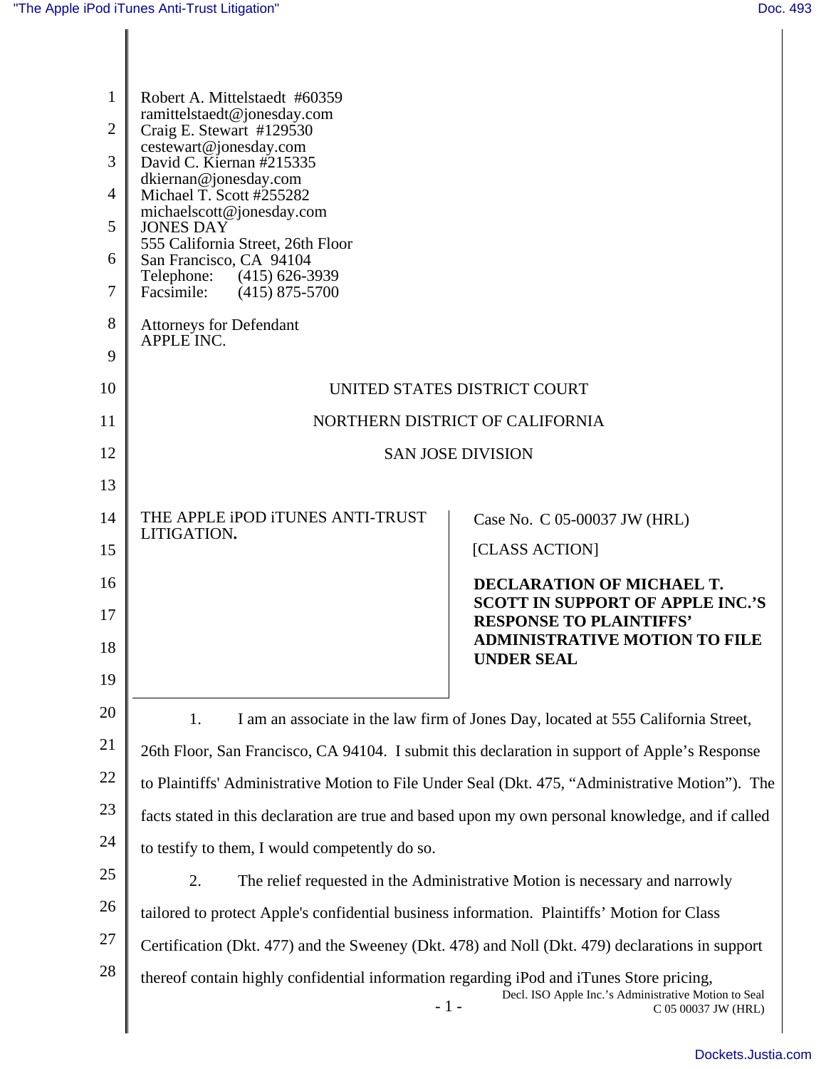Robert A. Mittelstaedt #60359
ramittelstaedt@jonesday.com
Craig E. Stewart #129530
cestewart@jonesday.com
David C. Kiernan #215335
dkiernan@jonesday.com
Michael T. Scott #255282
michaelscott@jonesday.com
JONES DAY
555 California Street, 26th Floor
San Francisco, CA 94104
Telephone: (415) 626-3939
Facsimile: (415) 875-5700

Attorneys for Defendant
APPLE INC.

UNITED STATES DISTRICT COURT

NORTHERN DISTRICT OF CALIFORNIA

SAN JOSE DIVISION

| | |
|---|---|
| THE APPLE iPOD iTUNES ANTI-TRUST LITIGATION. | Case No. C 05-00037 JW (HRL)<br><br>[CLASS ACTION]<br><br>**DECLARATION OF MICHAEL T. SCOTT IN SUPPORT OF APPLE INC.'S RESPONSE TO PLAINTIFFS' ADMINISTRATIVE MOTION TO FILE UNDER SEAL** |

1. I am an associate in the law firm of Jones Day, located at 555 California Street, 26th Floor, San Francisco, CA 94104. I submit this declaration in support of Apple's Response to Plaintiffs' Administrative Motion to File Under Seal (Dkt. 475, "Administrative Motion"). The facts stated in this declaration are true and based upon my own personal knowledge, and if called to testify to them, I would competently do so.

2. The relief requested in the Administrative Motion is necessary and narrowly tailored to protect Apple's confidential business information. Plaintiffs' Motion for Class Certification (Dkt. 477) and the Sweeney (Dkt. 478) and Noll (Dkt. 479) declarations in support thereof contain highly confidential information regarding iPod and iTunes Store pricing,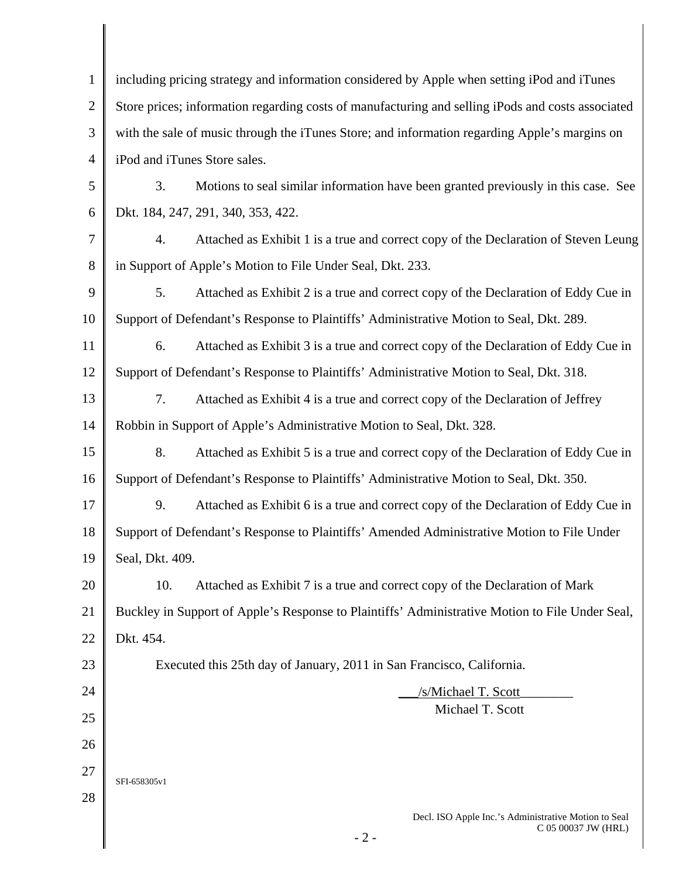including pricing strategy and information considered by Apple when setting iPod and iTunes Store prices; information regarding costs of manufacturing and selling iPods and costs associated with the sale of music through the iTunes Store; and information regarding Apple's margins on iPod and iTunes Store sales.

3. Motions to seal similar information have been granted previously in this case. See Dkt. 184, 247, 291, 340, 353, 422.

4. Attached as Exhibit 1 is a true and correct copy of the Declaration of Steven Leung in Support of Apple's Motion to File Under Seal, Dkt. 233.

5. Attached as Exhibit 2 is a true and correct copy of the Declaration of Eddy Cue in Support of Defendant's Response to Plaintiffs' Administrative Motion to Seal, Dkt. 289.

6. Attached as Exhibit 3 is a true and correct copy of the Declaration of Eddy Cue in Support of Defendant's Response to Plaintiffs' Administrative Motion to Seal, Dkt. 318.

7. Attached as Exhibit 4 is a true and correct copy of the Declaration of Jeffrey Robbin in Support of Apple's Administrative Motion to Seal, Dkt. 328.

8. Attached as Exhibit 5 is a true and correct copy of the Declaration of Eddy Cue in Support of Defendant's Response to Plaintiffs' Administrative Motion to Seal, Dkt. 350.

9. Attached as Exhibit 6 is a true and correct copy of the Declaration of Eddy Cue in Support of Defendant's Response to Plaintiffs' Amended Administrative Motion to File Under Seal, Dkt. 409.

10. Attached as Exhibit 7 is a true and correct copy of the Declaration of Mark Buckley in Support of Apple's Response to Plaintiffs' Administrative Motion to File Under Seal, Dkt. 454.

Executed this 25th day of January, 2011 in San Francisco, California.

/s/Michael T. Scott
Michael T. Scott

SFI-658305v1

Decl. ISO Apple Inc.'s Administrative Motion to Seal
C 05 00037 JW (HRL)